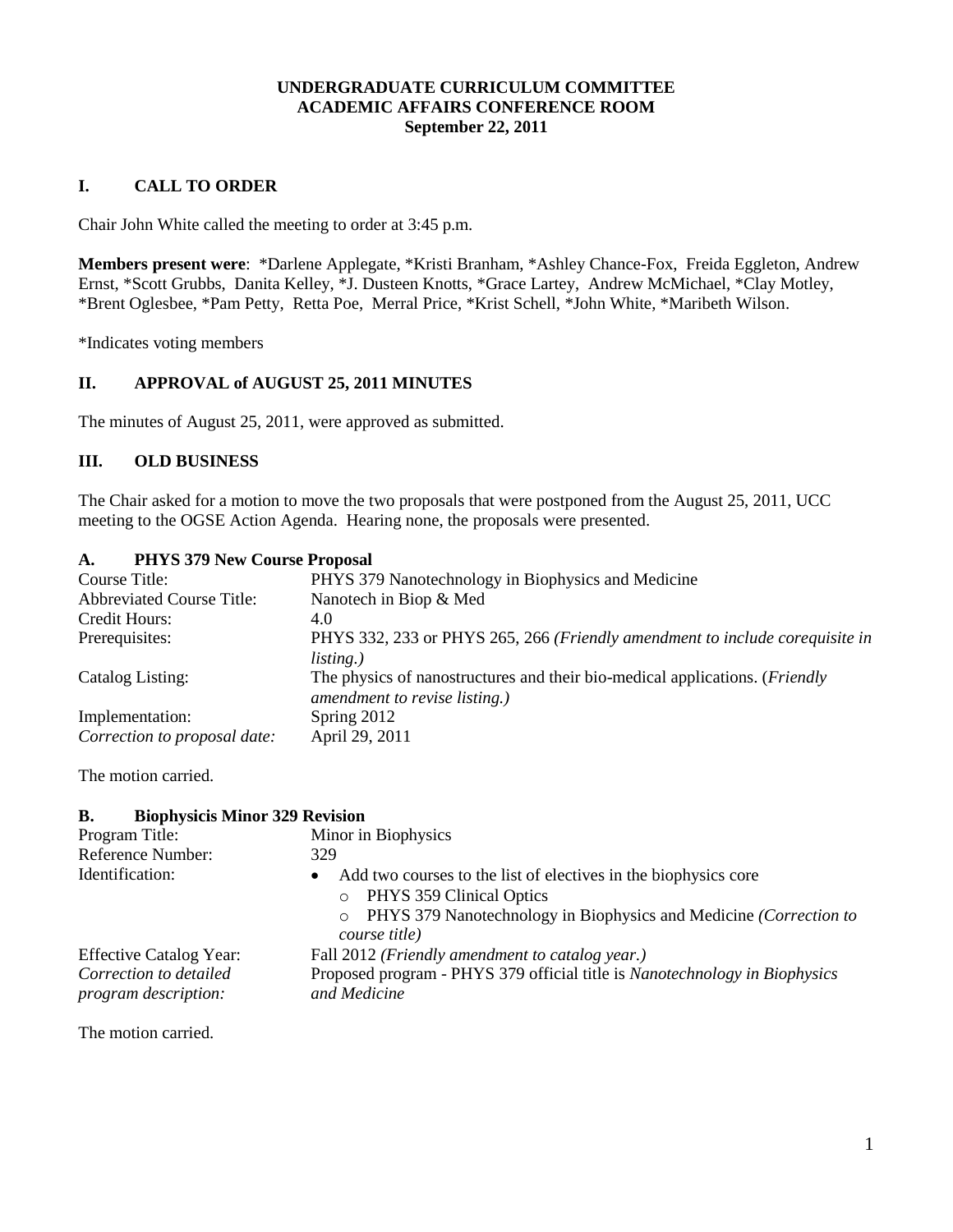**UNDERGRADUATE CURRICULUM COMMITTEE**
**ACADEMIC AFFAIRS CONFERENCE ROOM**
**September 22, 2011**

## I. CALL TO ORDER

Chair John White called the meeting to order at 3:45 p.m.

**Members present were**: *Darlene Applegate, *Kristi Branham, *Ashley Chance-Fox, Freida Eggleton, Andrew Ernst, *Scott Grubbs, Danita Kelley, *J. Dusteen Knotts, *Grace Lartey, Andrew McMichael, *Clay Motley, *Brent Oglesbee, *Pam Petty, Retta Poe, Merral Price, *Krist Schell, *John White, *Maribeth Wilson.

*Indicates voting members

## II. APPROVAL of AUGUST 25, 2011 MINUTES

The minutes of August 25, 2011, were approved as submitted.

## III. OLD BUSINESS

The Chair asked for a motion to move the two proposals that were postponed from the August 25, 2011, UCC meeting to the OGSE Action Agenda. Hearing none, the proposals were presented.

### A. PHYS 379 New Course Proposal

| | |
|---|---|
| Course Title: | PHYS 379 Nanotechnology in Biophysics and Medicine |
| Abbreviated Course Title: | Nanotech in Biop & Med |
| Credit Hours: | 4.0 |
| Prerequisites: | PHYS 332, 233 or PHYS 265, 266 *(Friendly amendment to include corequisite in listing.)* |
| Catalog Listing: | The physics of nanostructures and their bio-medical applications. (*Friendly amendment to revise listing.)* |
| Implementation: | Spring 2012 |
| *Correction to proposal date:* | April 29, 2011 |

The motion carried.

### B. Biophysicis Minor 329 Revision

| | |
|---|---|
| Program Title: | Minor in Biophysics |
| Reference Number: | 329 |
| Identification: | • Add two courses to the list of electives in the biophysics core<br>  ○ PHYS 359 Clinical Optics<br>  ○ PHYS 379 Nanotechnology in Biophysics and Medicine *(Correction to course title)* |
| Effective Catalog Year: | Fall 2012 *(Friendly amendment to catalog year.)* |
| *Correction to detailed program description:* | Proposed program - PHYS 379 official title is *Nanotechnology in Biophysics and Medicine* |

The motion carried.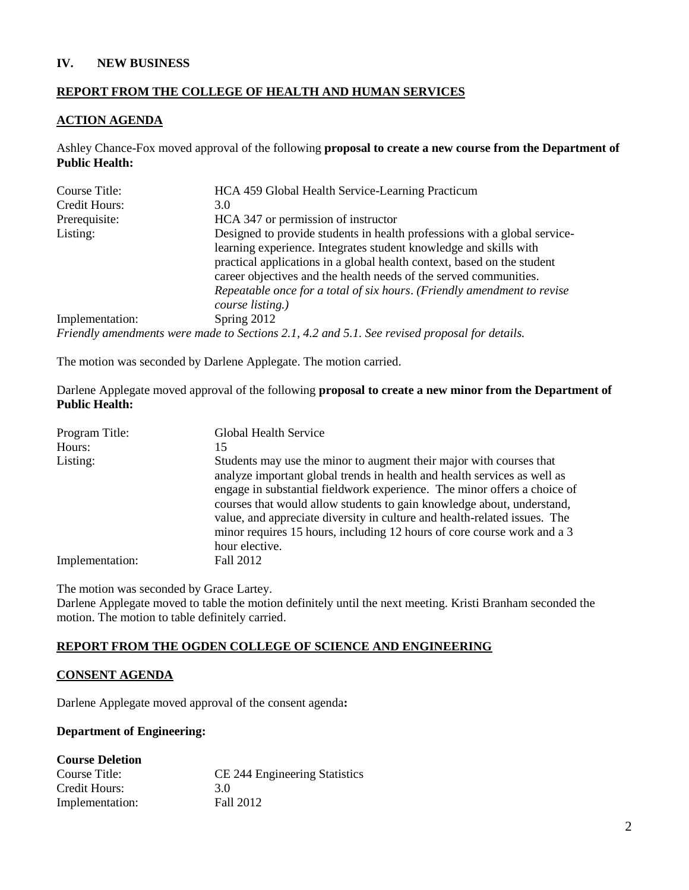## IV. NEW BUSINESS

### REPORT FROM THE COLLEGE OF HEALTH AND HUMAN SERVICES

#### ACTION AGENDA

Ashley Chance-Fox moved approval of the following **proposal to create a new course from the Department of Public Health:**

| | |
|---|---|
| Course Title: | HCA 459 Global Health Service-Learning Practicum |
| Credit Hours: | 3.0 |
| Prerequisite: | HCA 347 or permission of instructor |
| Listing: | Designed to provide students in health professions with a global service-learning experience. Integrates student knowledge and skills with practical applications in a global health context, based on the student career objectives and the health needs of the served communities. *Repeatable once for a total of six hours*. *(Friendly amendment to revise course listing.)* |
| Implementation: | Spring 2012 |

*Friendly amendments were made to Sections 2.1, 4.2 and 5.1. See revised proposal for details.*

The motion was seconded by Darlene Applegate. The motion carried.

Darlene Applegate moved approval of the following **proposal to create a new minor from the Department of Public Health:**

| | |
|---|---|
| Program Title: | Global Health Service |
| Hours: | 15 |
| Listing: | Students may use the minor to augment their major with courses that analyze important global trends in health and health services as well as engage in substantial fieldwork experience. The minor offers a choice of courses that would allow students to gain knowledge about, understand, value, and appreciate diversity in culture and health-related issues. The minor requires 15 hours, including 12 hours of core course work and a 3 hour elective. |
| Implementation: | Fall 2012 |

The motion was seconded by Grace Lartey.
Darlene Applegate moved to table the motion definitely until the next meeting. Kristi Branham seconded the motion. The motion to table definitely carried.

### REPORT FROM THE OGDEN COLLEGE OF SCIENCE AND ENGINEERING

#### CONSENT AGENDA

Darlene Applegate moved approval of the consent agenda**:**

**Department of Engineering:**

**Course Deletion**

| | |
|---|---|
| Course Title: | CE 244 Engineering Statistics |
| Credit Hours: | 3.0 |
| Implementation: | Fall 2012 |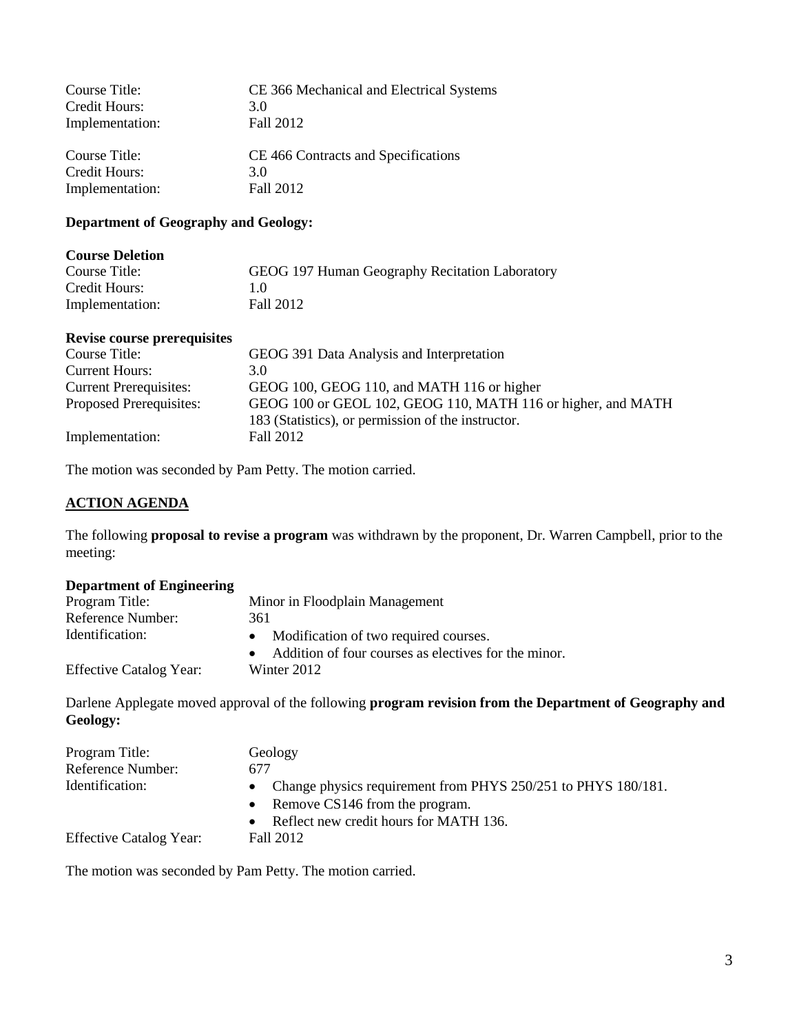Course Title: CE 366 Mechanical and Electrical Systems
Credit Hours: 3.0
Implementation: Fall 2012

Course Title: CE 466 Contracts and Specifications
Credit Hours: 3.0
Implementation: Fall 2012

**Department of Geography and Geology:**

**Course Deletion**
Course Title: GEOG 197 Human Geography Recitation Laboratory
Credit Hours: 1.0
Implementation: Fall 2012

**Revise course prerequisites**
Course Title: GEOG 391 Data Analysis and Interpretation
Current Hours: 3.0
Current Prerequisites: GEOG 100, GEOG 110, and MATH 116 or higher
Proposed Prerequisites: GEOG 100 or GEOL 102, GEOG 110, MATH 116 or higher, and MATH 183 (Statistics), or permission of the instructor.
Implementation: Fall 2012

The motion was seconded by Pam Petty. The motion carried.

## ACTION AGENDA

The following **proposal to revise a program** was withdrawn by the proponent, Dr. Warren Campbell, prior to the meeting:

**Department of Engineering**
Program Title: Minor in Floodplain Management
Reference Number: 361
Identification:
- Modification of two required courses.
- Addition of four courses as electives for the minor.

Effective Catalog Year: Winter 2012

Darlene Applegate moved approval of the following **program revision from the Department of Geography and Geology:**

Program Title: Geology
Reference Number: 677
Identification:
- Change physics requirement from PHYS 250/251 to PHYS 180/181.
- Remove CS146 from the program.
- Reflect new credit hours for MATH 136.

Effective Catalog Year: Fall 2012

The motion was seconded by Pam Petty. The motion carried.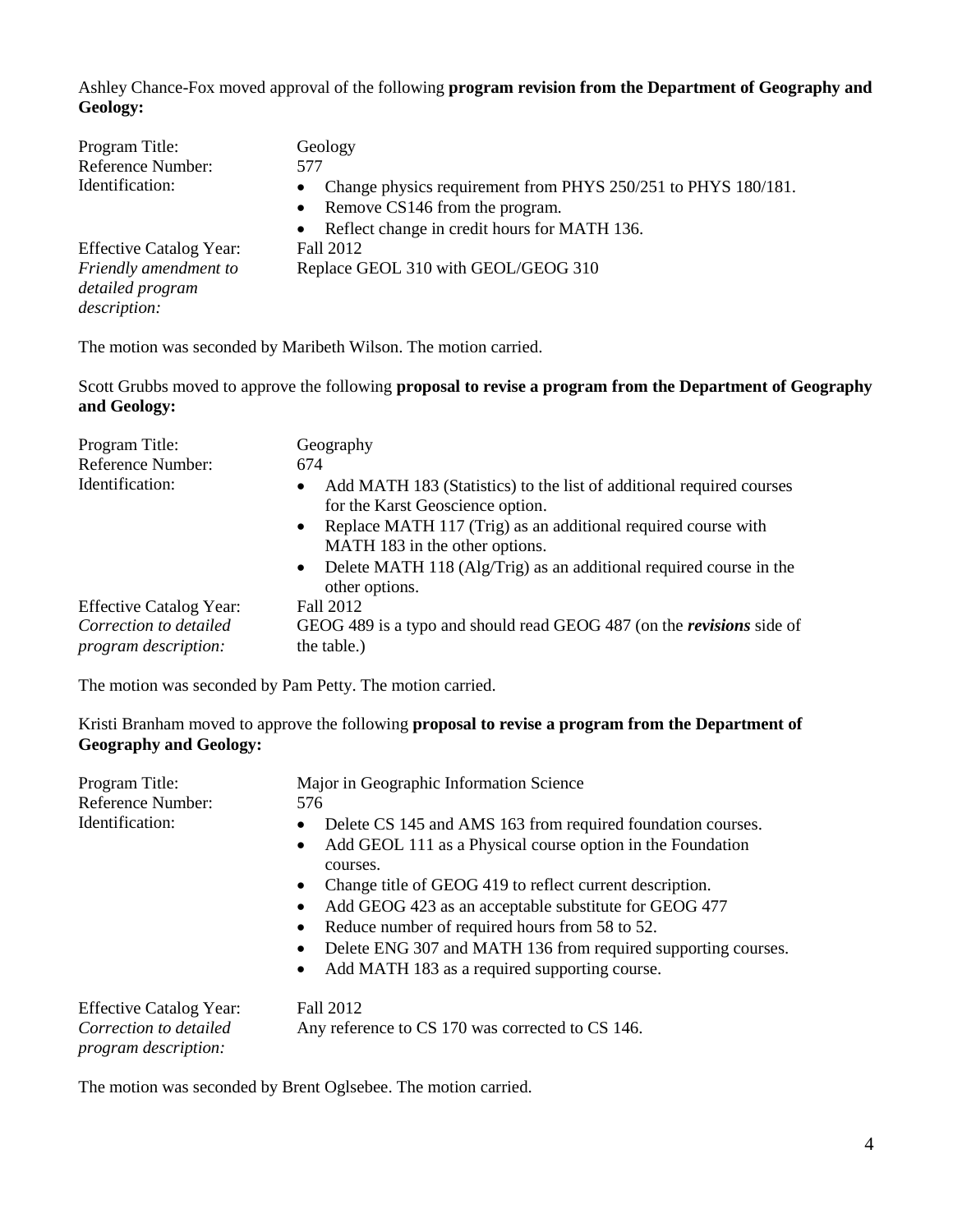Ashley Chance-Fox moved approval of the following **program revision from the Department of Geography and Geology:**

| | |
|---|---|
| Program Title: | Geology |
| Reference Number: | 577 |
| Identification: | • Change physics requirement from PHYS 250/251 to PHYS 180/181.<br>• Remove CS146 from the program.<br>• Reflect change in credit hours for MATH 136. |
| Effective Catalog Year: | Fall 2012 |
| *Friendly amendment to detailed program description:* | Replace GEOL 310 with GEOL/GEOG 310 |

The motion was seconded by Maribeth Wilson. The motion carried.

Scott Grubbs moved to approve the following **proposal to revise a program from the Department of Geography and Geology:**

| | |
|---|---|
| Program Title: | Geography |
| Reference Number: | 674 |
| Identification: | • Add MATH 183 (Statistics) to the list of additional required courses for the Karst Geoscience option.<br>• Replace MATH 117 (Trig) as an additional required course with MATH 183 in the other options.<br>• Delete MATH 118 (Alg/Trig) as an additional required course in the other options. |
| Effective Catalog Year: | Fall 2012 |
| *Correction to detailed program description:* | GEOG 489 is a typo and should read GEOG 487 (on the ***revisions*** side of the table.) |

The motion was seconded by Pam Petty. The motion carried.

Kristi Branham moved to approve the following **proposal to revise a program from the Department of Geography and Geology:**

| | |
|---|---|
| Program Title: | Major in Geographic Information Science |
| Reference Number: | 576 |
| Identification: | • Delete CS 145 and AMS 163 from required foundation courses.<br>• Add GEOL 111 as a Physical course option in the Foundation courses.<br>• Change title of GEOG 419 to reflect current description.<br>• Add GEOG 423 as an acceptable substitute for GEOG 477<br>• Reduce number of required hours from 58 to 52.<br>• Delete ENG 307 and MATH 136 from required supporting courses.<br>• Add MATH 183 as a required supporting course. |
| Effective Catalog Year: | Fall 2012 |
| *Correction to detailed program description:* | Any reference to CS 170 was corrected to CS 146. |

The motion was seconded by Brent Oglsebee. The motion carried.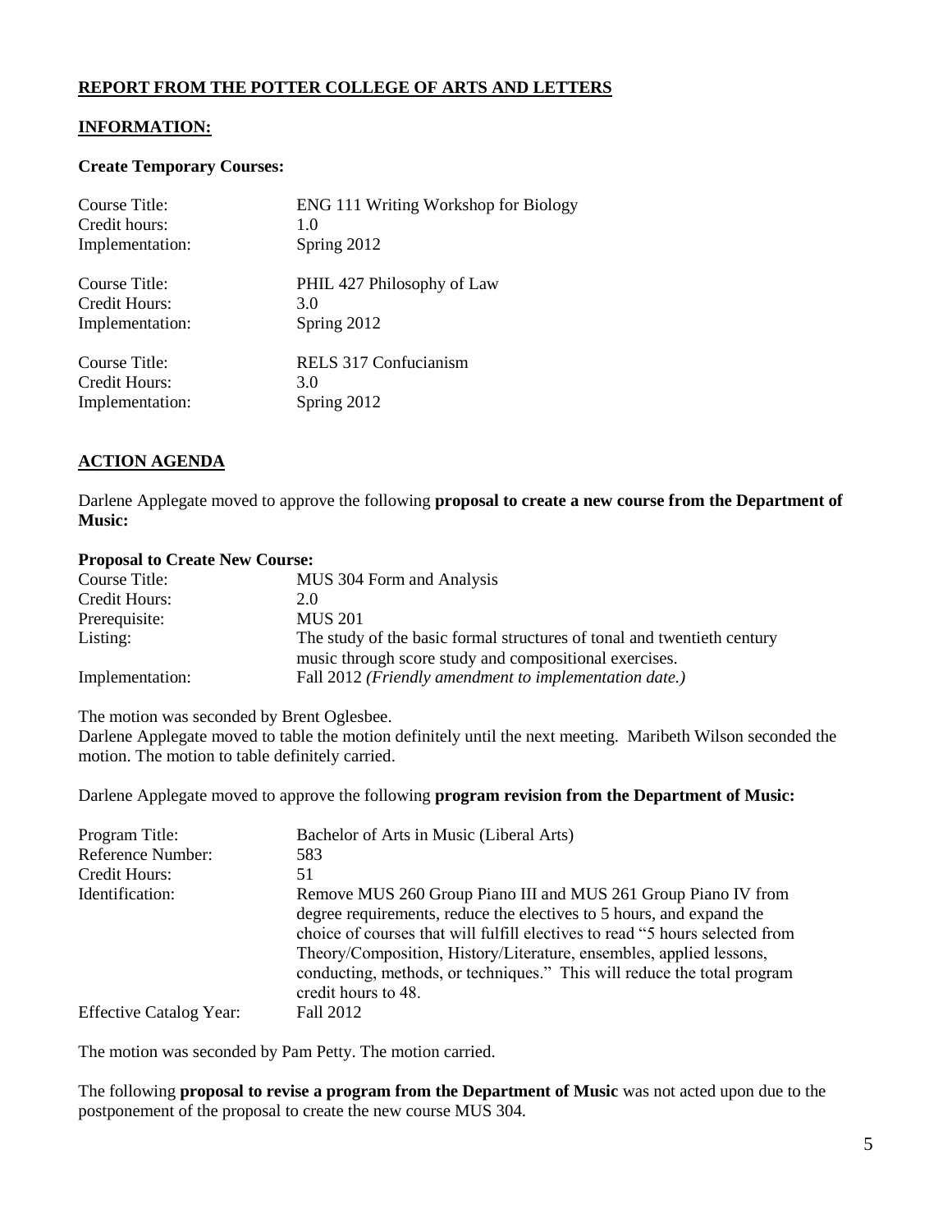## **REPORT FROM THE POTTER COLLEGE OF ARTS AND LETTERS**

## **INFORMATION:**

**Create Temporary Courses:**

| | |
|---|---|
| Course Title: | ENG 111 Writing Workshop for Biology |
| Credit hours: | 1.0 |
| Implementation: | Spring 2012 |

| | |
|---|---|
| Course Title: | PHIL 427 Philosophy of Law |
| Credit Hours: | 3.0 |
| Implementation: | Spring 2012 |

| | |
|---|---|
| Course Title: | RELS 317 Confucianism |
| Credit Hours: | 3.0 |
| Implementation: | Spring 2012 |

## **ACTION AGENDA**

Darlene Applegate moved to approve the following **proposal to create a new course from the Department of Music:**

**Proposal to Create New Course:**

| | |
|---|---|
| Course Title: | MUS 304 Form and Analysis |
| Credit Hours: | 2.0 |
| Prerequisite: | MUS 201 |
| Listing: | The study of the basic formal structures of tonal and twentieth century music through score study and compositional exercises. |
| Implementation: | Fall 2012 *(Friendly amendment to implementation date.)* |

The motion was seconded by Brent Oglesbee.
Darlene Applegate moved to table the motion definitely until the next meeting. Maribeth Wilson seconded the motion. The motion to table definitely carried.

Darlene Applegate moved to approve the following **program revision from the Department of Music:**

| | |
|---|---|
| Program Title: | Bachelor of Arts in Music (Liberal Arts) |
| Reference Number: | 583 |
| Credit Hours: | 51 |
| Identification: | Remove MUS 260 Group Piano III and MUS 261 Group Piano IV from degree requirements, reduce the electives to 5 hours, and expand the choice of courses that will fulfill electives to read "5 hours selected from Theory/Composition, History/Literature, ensembles, applied lessons, conducting, methods, or techniques." This will reduce the total program credit hours to 48. |
| Effective Catalog Year: | Fall 2012 |

The motion was seconded by Pam Petty. The motion carried.

The following **proposal to revise a program from the Department of Music** was not acted upon due to the postponement of the proposal to create the new course MUS 304.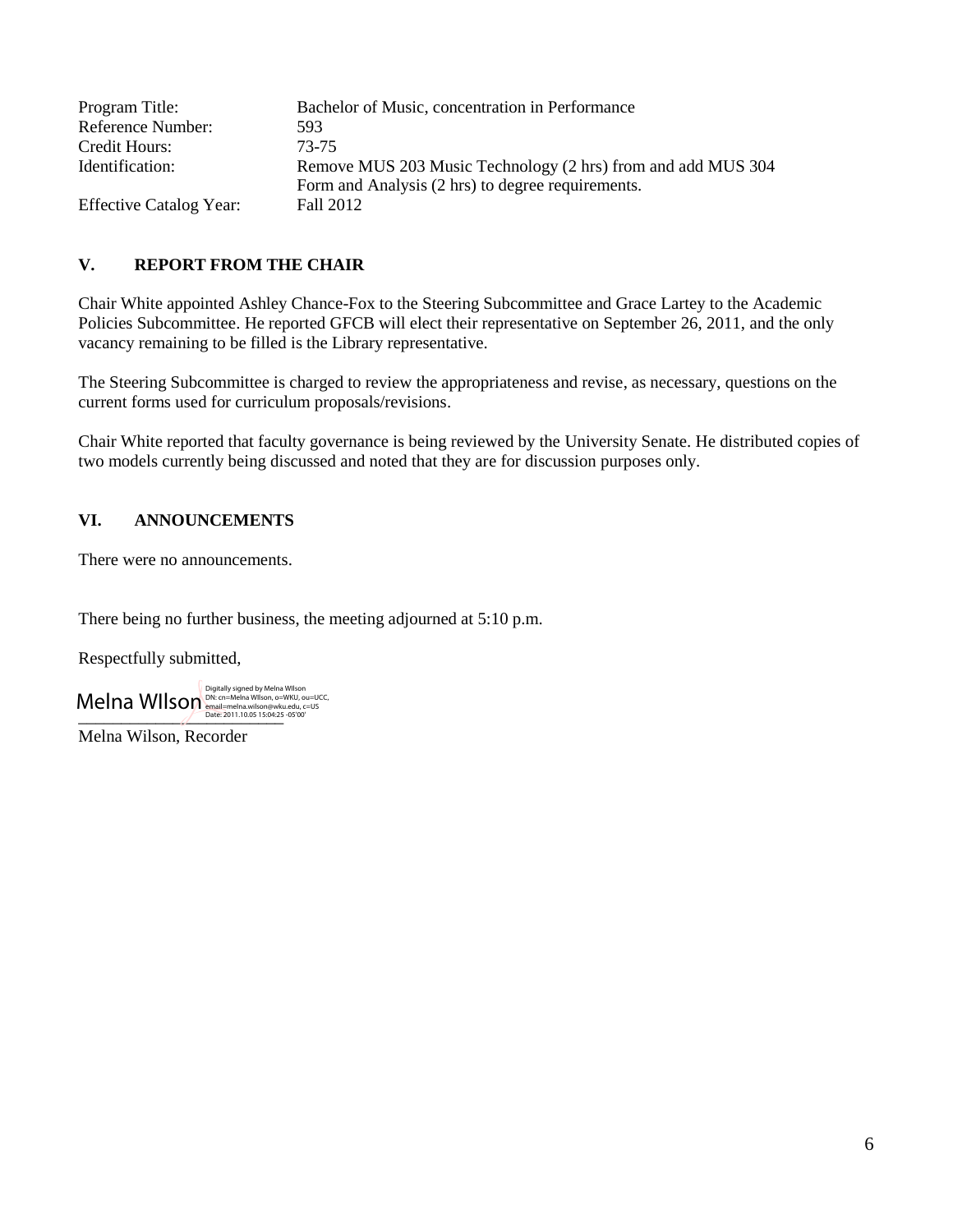| | |
|---|---|
| Program Title: | Bachelor of Music, concentration in Performance |
| Reference Number: | 593 |
| Credit Hours: | 73-75 |
| Identification: | Remove MUS 203 Music Technology (2 hrs) from and add MUS 304 Form and Analysis (2 hrs) to degree requirements. |
| Effective Catalog Year: | Fall 2012 |

## V. REPORT FROM THE CHAIR

Chair White appointed Ashley Chance-Fox to the Steering Subcommittee and Grace Lartey to the Academic Policies Subcommittee. He reported GFCB will elect their representative on September 26, 2011, and the only vacancy remaining to be filled is the Library representative.

The Steering Subcommittee is charged to review the appropriateness and revise, as necessary, questions on the current forms used for curriculum proposals/revisions.

Chair White reported that faculty governance is being reviewed by the University Senate. He distributed copies of two models currently being discussed and noted that they are for discussion purposes only.

## VI. ANNOUNCEMENTS

There were no announcements.

There being no further business, the meeting adjourned at 5:10 p.m.

Respectfully submitted,

Melna WIlson
Digitally signed by Melna WIlson
DN: cn=Melna WIlson, o=WKU, ou=UCC, email=melna.wilson@wku.edu, c=US
Date: 2011.10.05 15:04:25 -05'00'

Melna Wilson, Recorder